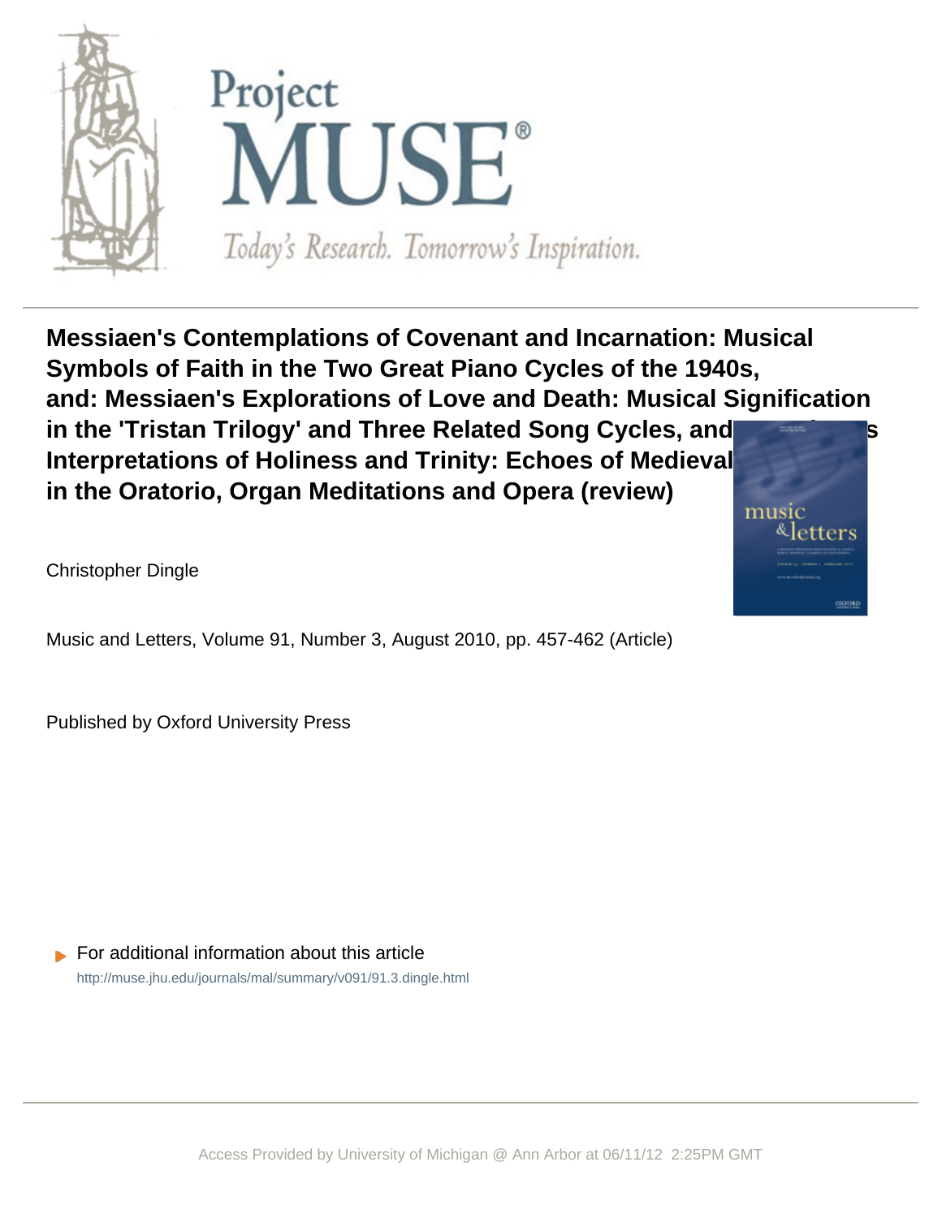# Messiaen's Contemplations of Covenant and Incarnation: Musical Symbols of Faith in the Two Great Piano Cycles of the 1940s, and: Messiaen's Explorations of Love and Death: Musical Signification in the 'Tristan Trilogy' and Three Related Song Cycles, and [...]s Interpretations of Holiness and Trinity: Echoes of Medieval [...] in the Oratorio, Organ Meditations and Opera (review)

Christopher Dingle

Music and Letters, Volume 91, Number 3, August 2010, pp. 457-462 (Article)

Published by Oxford University Press

For additional information about this article

http://muse.jhu.edu/journals/mal/summary/v091/91.3.dingle.html

Access Provided by University of Michigan @ Ann Arbor at 06/11/12 2:25PM GMT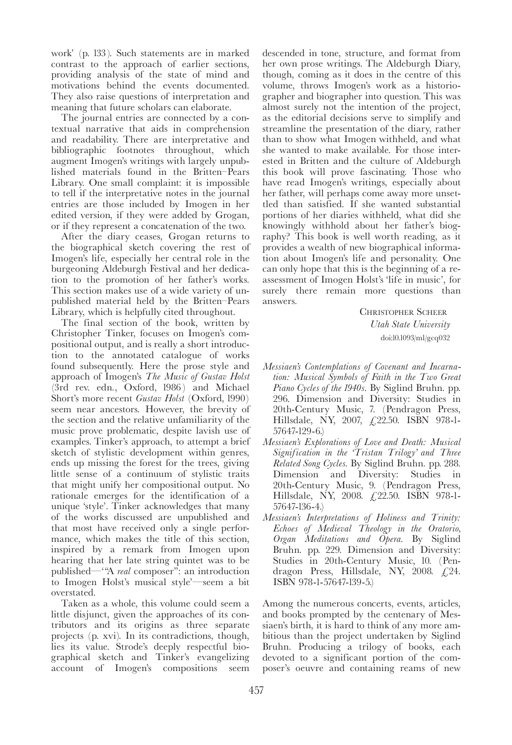work' (p. 133). Such statements are in marked contrast to the approach of earlier sections, providing analysis of the state of mind and motivations behind the events documented. They also raise questions of interpretation and meaning that future scholars can elaborate.

The journal entries are connected by a contextual narrative that aids in comprehension and readability. There are interpretative and bibliographic footnotes throughout, which augment Imogen's writings with largely unpublished materials found in the Britten–Pears Library. One small complaint: it is impossible to tell if the interpretative notes in the journal entries are those included by Imogen in her edited version, if they were added by Grogan, or if they represent a concatenation of the two.

After the diary ceases, Grogan returns to the biographical sketch covering the rest of Imogen's life, especially her central role in the burgeoning Aldeburgh Festival and her dedication to the promotion of her father's works. This section makes use of a wide variety of unpublished material held by the Britten–Pears Library, which is helpfully cited throughout.

The final section of the book, written by Christopher Tinker, focuses on Imogen's compositional output, and is really a short introduction to the annotated catalogue of works found subsequently. Here the prose style and approach of Imogen's *The Music of Gustav Holst* (3rd rev. edn., Oxford, 1986) and Michael Short's more recent *Gustav Holst* (Oxford, 1990) seem near ancestors. However, the brevity of the section and the relative unfamiliarity of the music prove problematic, despite lavish use of examples. Tinker's approach, to attempt a brief sketch of stylistic development within genres, ends up missing the forest for the trees, giving little sense of a continuum of stylistic traits that might unify her compositional output. No rationale emerges for the identification of a unique 'style'. Tinker acknowledges that many of the works discussed are unpublished and that most have received only a single performance, which makes the title of this section, inspired by a remark from Imogen upon hearing that her late string quintet was to be published—'"A *real* composer": an introduction to Imogen Holst's musical style'—seem a bit overstated.

Taken as a whole, this volume could seem a little disjunct, given the approaches of its contributors and its origins as three separate projects (p. xvi). In its contradictions, though, lies its value. Strode's deeply respectful biographical sketch and Tinker's evangelizing account of Imogen's compositions seem descended in tone, structure, and format from her own prose writings. The Aldeburgh Diary, though, coming as it does in the centre of this volume, throws Imogen's work as a historiographer and biographer into question. This was almost surely not the intention of the project, as the editorial decisions serve to simplify and streamline the presentation of the diary, rather than to show what Imogen withheld, and what she wanted to make available. For those interested in Britten and the culture of Aldeburgh this book will prove fascinating. Those who have read Imogen's writings, especially about her father, will perhaps come away more unsettled than satisfied. If she wanted substantial portions of her diaries withheld, what did she knowingly withhold about her father's biography? This book is well worth reading, as it provides a wealth of new biographical information about Imogen's life and personality. One can only hope that this is the beginning of a reassessment of Imogen Holst's 'life in music', for surely there remain more questions than answers.

CHRISTOPHER SCHEER
*Utah State University*
doi:10.1093/ml/gcq032

*Messiaen's Contemplations of Covenant and Incarnation: Musical Symbols of Faith in the Two Great Piano Cycles of the 1940s*. By Siglind Bruhn. pp. 296. Dimension and Diversity: Studies in 20th-Century Music, 7. (Pendragon Press, Hillsdale, NY, 2007, £22.50. ISBN 978-1-57647-129-6.)

*Messiaen's Explorations of Love and Death: Musical Signification in the 'Tristan Trilogy' and Three Related Song Cycles*. By Siglind Bruhn. pp. 288. Dimension and Diversity: Studies in 20th-Century Music, 9. (Pendragon Press, Hillsdale, NY, 2008. £22.50. ISBN 978-1-57647-136-4.)

*Messiaen's Interpretations of Holiness and Trinity: Echoes of Medieval Theology in the Oratorio, Organ Meditations and Opera*. By Siglind Bruhn. pp. 229. Dimension and Diversity: Studies in 20th-Century Music, 10. (Pendragon Press, Hillsdale, NY, 2008. £24. ISBN 978-1-57647-139-5.)

Among the numerous concerts, events, articles, and books prompted by the centenary of Messiaen's birth, it is hard to think of any more ambitious than the project undertaken by Siglind Bruhn. Producing a trilogy of books, each devoted to a significant portion of the composer's oeuvre and containing reams of new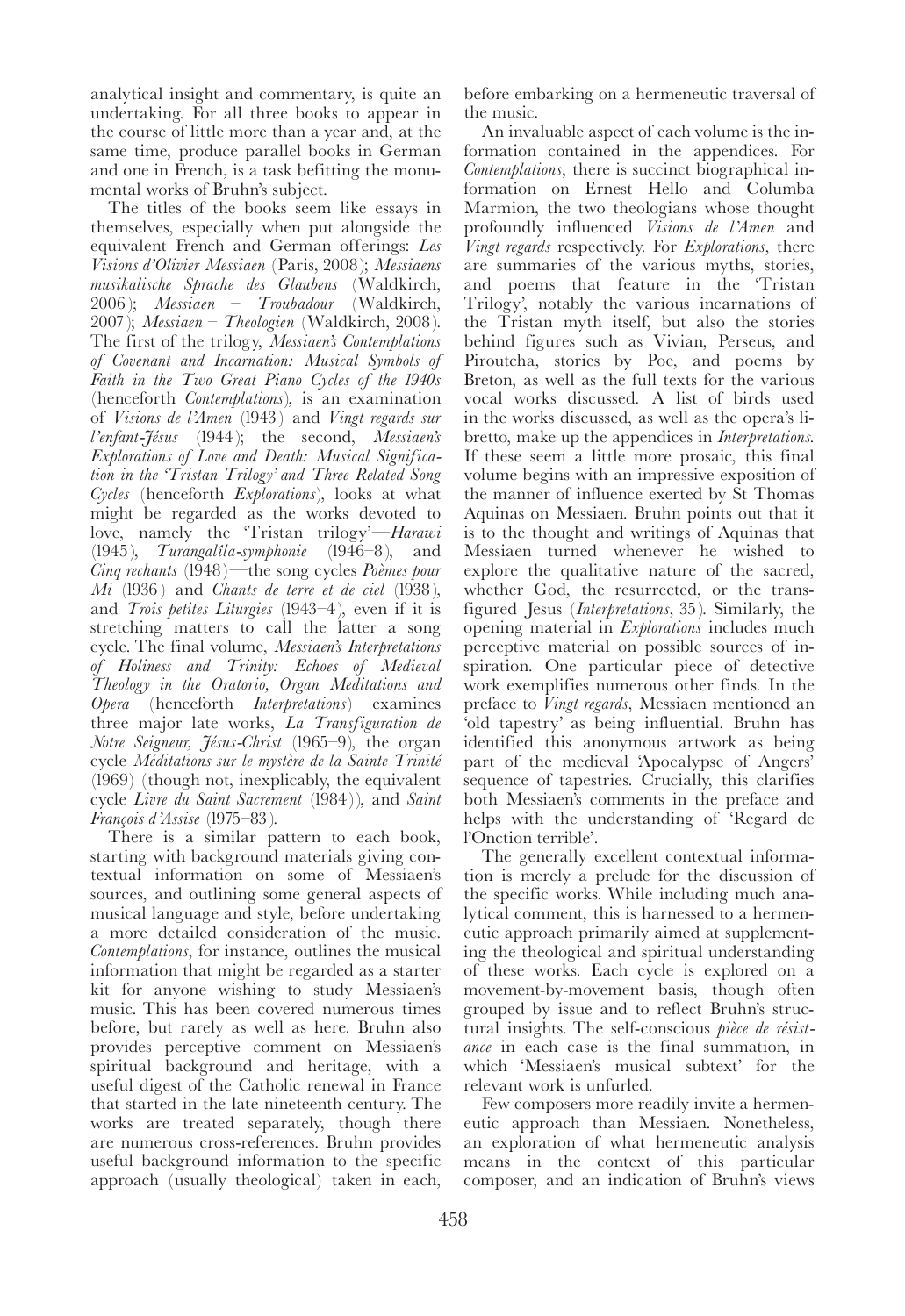analytical insight and commentary, is quite an undertaking. For all three books to appear in the course of little more than a year and, at the same time, produce parallel books in German and one in French, is a task befitting the monumental works of Bruhn's subject.

The titles of the books seem like essays in themselves, especially when put alongside the equivalent French and German offerings: *Les Visions d'Olivier Messiaen* (Paris, 2008); *Messiaens musikalische Sprache des Glaubens* (Waldkirch, 2006); *Messiaen – Troubadour* (Waldkirch, 2007); *Messiaen – Theologien* (Waldkirch, 2008). The first of the trilogy, *Messiaen's Contemplations of Covenant and Incarnation: Musical Symbols of Faith in the Two Great Piano Cycles of the 1940s* (henceforth *Contemplations*), is an examination of *Visions de l'Amen* (1943) and *Vingt regards sur l'enfant-Jésus* (1944); the second, *Messiaen's Explorations of Love and Death: Musical Signification in the 'Tristan Trilogy' and Three Related Song Cycles* (henceforth *Explorations*), looks at what might be regarded as the works devoted to love, namely the 'Tristan trilogy'—*Harawi* (1945), *Turangalîla-symphonie* (1946–8), and *Cinq rechants* (1948)—the song cycles *Poèmes pour Mi* (1936) and *Chants de terre et de ciel* (1938), and *Trois petites Liturgies* (1943–4), even if it is stretching matters to call the latter a song cycle. The final volume, *Messiaen's Interpretations of Holiness and Trinity: Echoes of Medieval Theology in the Oratorio, Organ Meditations and Opera* (henceforth *Interpretations*) examines three major late works, *La Transfiguration de Notre Seigneur, Jésus-Christ* (1965–9), the organ cycle *Méditations sur le mystère de la Sainte Trinité* (1969) (though not, inexplicably, the equivalent cycle *Livre du Saint Sacrement* (1984)), and *Saint François d'Assise* (1975–83).

There is a similar pattern to each book, starting with background materials giving contextual information on some of Messiaen's sources, and outlining some general aspects of musical language and style, before undertaking a more detailed consideration of the music. *Contemplations*, for instance, outlines the musical information that might be regarded as a starter kit for anyone wishing to study Messiaen's music. This has been covered numerous times before, but rarely as well as here. Bruhn also provides perceptive comment on Messiaen's spiritual background and heritage, with a useful digest of the Catholic renewal in France that started in the late nineteenth century. The works are treated separately, though there are numerous cross-references. Bruhn provides useful background information to the specific approach (usually theological) taken in each, before embarking on a hermeneutic traversal of the music.

An invaluable aspect of each volume is the information contained in the appendices. For *Contemplations*, there is succinct biographical information on Ernest Hello and Columba Marmion, the two theologians whose thought profoundly influenced *Visions de l'Amen* and *Vingt regards* respectively. For *Explorations*, there are summaries of the various myths, stories, and poems that feature in the 'Tristan Trilogy', notably the various incarnations of the Tristan myth itself, but also the stories behind figures such as Vivian, Perseus, and Piroutcha, stories by Poe, and poems by Breton, as well as the full texts for the various vocal works discussed. A list of birds used in the works discussed, as well as the opera's libretto, make up the appendices in *Interpretations*. If these seem a little more prosaic, this final volume begins with an impressive exposition of the manner of influence exerted by St Thomas Aquinas on Messiaen. Bruhn points out that it is to the thought and writings of Aquinas that Messiaen turned whenever he wished to explore the qualitative nature of the sacred, whether God, the resurrected, or the transfigured Jesus (*Interpretations*, 35). Similarly, the opening material in *Explorations* includes much perceptive material on possible sources of inspiration. One particular piece of detective work exemplifies numerous other finds. In the preface to *Vingt regards*, Messiaen mentioned an 'old tapestry' as being influential. Bruhn has identified this anonymous artwork as being part of the medieval 'Apocalypse of Angers' sequence of tapestries. Crucially, this clarifies both Messiaen's comments in the preface and helps with the understanding of 'Regard de l'Onction terrible'.

The generally excellent contextual information is merely a prelude for the discussion of the specific works. While including much analytical comment, this is harnessed to a hermeneutic approach primarily aimed at supplementing the theological and spiritual understanding of these works. Each cycle is explored on a movement-by-movement basis, though often grouped by issue and to reflect Bruhn's structural insights. The self-conscious *pièce de résistance* in each case is the final summation, in which 'Messiaen's musical subtext' for the relevant work is unfurled.

Few composers more readily invite a hermeneutic approach than Messiaen. Nonetheless, an exploration of what hermeneutic analysis means in the context of this particular composer, and an indication of Bruhn's views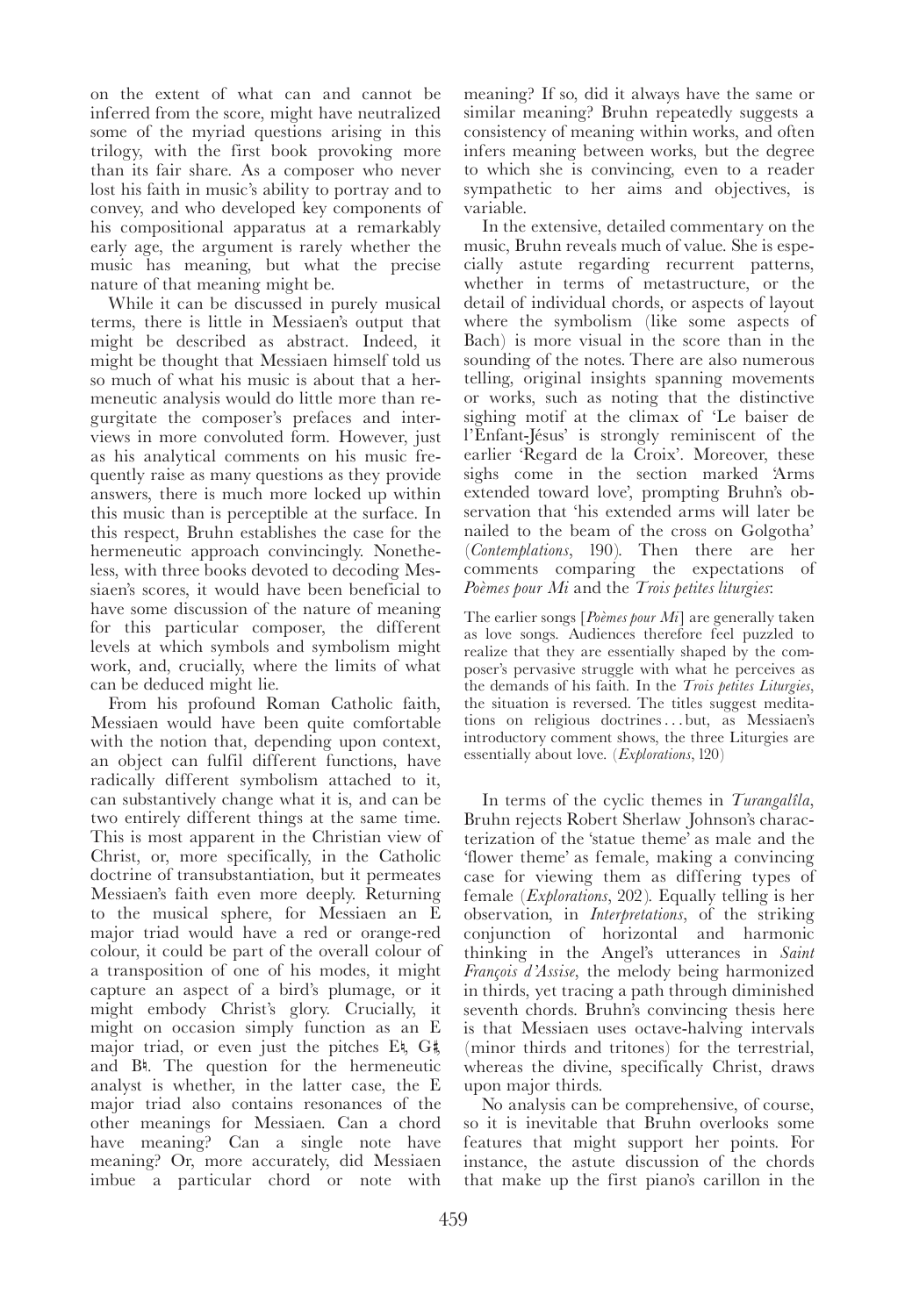on the extent of what can and cannot be inferred from the score, might have neutralized some of the myriad questions arising in this trilogy, with the first book provoking more than its fair share. As a composer who never lost his faith in music's ability to portray and to convey, and who developed key components of his compositional apparatus at a remarkably early age, the argument is rarely whether the music has meaning, but what the precise nature of that meaning might be.

While it can be discussed in purely musical terms, there is little in Messiaen's output that might be described as abstract. Indeed, it might be thought that Messiaen himself told us so much of what his music is about that a hermeneutic analysis would do little more than regurgitate the composer's prefaces and interviews in more convoluted form. However, just as his analytical comments on his music frequently raise as many questions as they provide answers, there is much more locked up within this music than is perceptible at the surface. In this respect, Bruhn establishes the case for the hermeneutic approach convincingly. Nonetheless, with three books devoted to decoding Messiaen's scores, it would have been beneficial to have some discussion of the nature of meaning for this particular composer, the different levels at which symbols and symbolism might work, and, crucially, where the limits of what can be deduced might lie.

From his profound Roman Catholic faith, Messiaen would have been quite comfortable with the notion that, depending upon context, an object can fulfil different functions, have radically different symbolism attached to it, can substantively change what it is, and can be two entirely different things at the same time. This is most apparent in the Christian view of Christ, or, more specifically, in the Catholic doctrine of transubstantiation, but it permeates Messiaen's faith even more deeply. Returning to the musical sphere, for Messiaen an E major triad would have a red or orange-red colour, it could be part of the overall colour of a transposition of one of his modes, it might capture an aspect of a bird's plumage, or it might embody Christ's glory. Crucially, it might on occasion simply function as an E major triad, or even just the pitches E♮, G♯, and B♮. The question for the hermeneutic analyst is whether, in the latter case, the E major triad also contains resonances of the other meanings for Messiaen. Can a chord have meaning? Can a single note have meaning? Or, more accurately, did Messiaen imbue a particular chord or note with meaning? If so, did it always have the same or similar meaning? Bruhn repeatedly suggests a consistency of meaning within works, and often infers meaning between works, but the degree to which she is convincing, even to a reader sympathetic to her aims and objectives, is variable.

In the extensive, detailed commentary on the music, Bruhn reveals much of value. She is especially astute regarding recurrent patterns, whether in terms of metastructure, or the detail of individual chords, or aspects of layout where the symbolism (like some aspects of Bach) is more visual in the score than in the sounding of the notes. There are also numerous telling, original insights spanning movements or works, such as noting that the distinctive sighing motif at the climax of 'Le baiser de l'Enfant-Jésus' is strongly reminiscent of the earlier 'Regard de la Croix'. Moreover, these sighs come in the section marked 'Arms extended toward love', prompting Bruhn's observation that 'his extended arms will later be nailed to the beam of the cross on Golgotha' (*Contemplations*, 190). Then there are her comments comparing the expectations of *Poèmes pour Mi* and the *Trois petites liturgies*:

> The earlier songs [*Poèmes pour Mi*] are generally taken as love songs. Audiences therefore feel puzzled to realize that they are essentially shaped by the composer's pervasive struggle with what he perceives as the demands of his faith. In the *Trois petites Liturgies*, the situation is reversed. The titles suggest meditations on religious doctrines . . . but, as Messiaen's introductory comment shows, the three Liturgies are essentially about love. (*Explorations*, 120)

In terms of the cyclic themes in *Turangalîla*, Bruhn rejects Robert Sherlaw Johnson's characterization of the 'statue theme' as male and the 'flower theme' as female, making a convincing case for viewing them as differing types of female (*Explorations*, 202). Equally telling is her observation, in *Interpretations*, of the striking conjunction of horizontal and harmonic thinking in the Angel's utterances in *Saint François d'Assise*, the melody being harmonized in thirds, yet tracing a path through diminished seventh chords. Bruhn's convincing thesis here is that Messiaen uses octave-halving intervals (minor thirds and tritones) for the terrestrial, whereas the divine, specifically Christ, draws upon major thirds.

No analysis can be comprehensive, of course, so it is inevitable that Bruhn overlooks some features that might support her points. For instance, the astute discussion of the chords that make up the first piano's carillon in the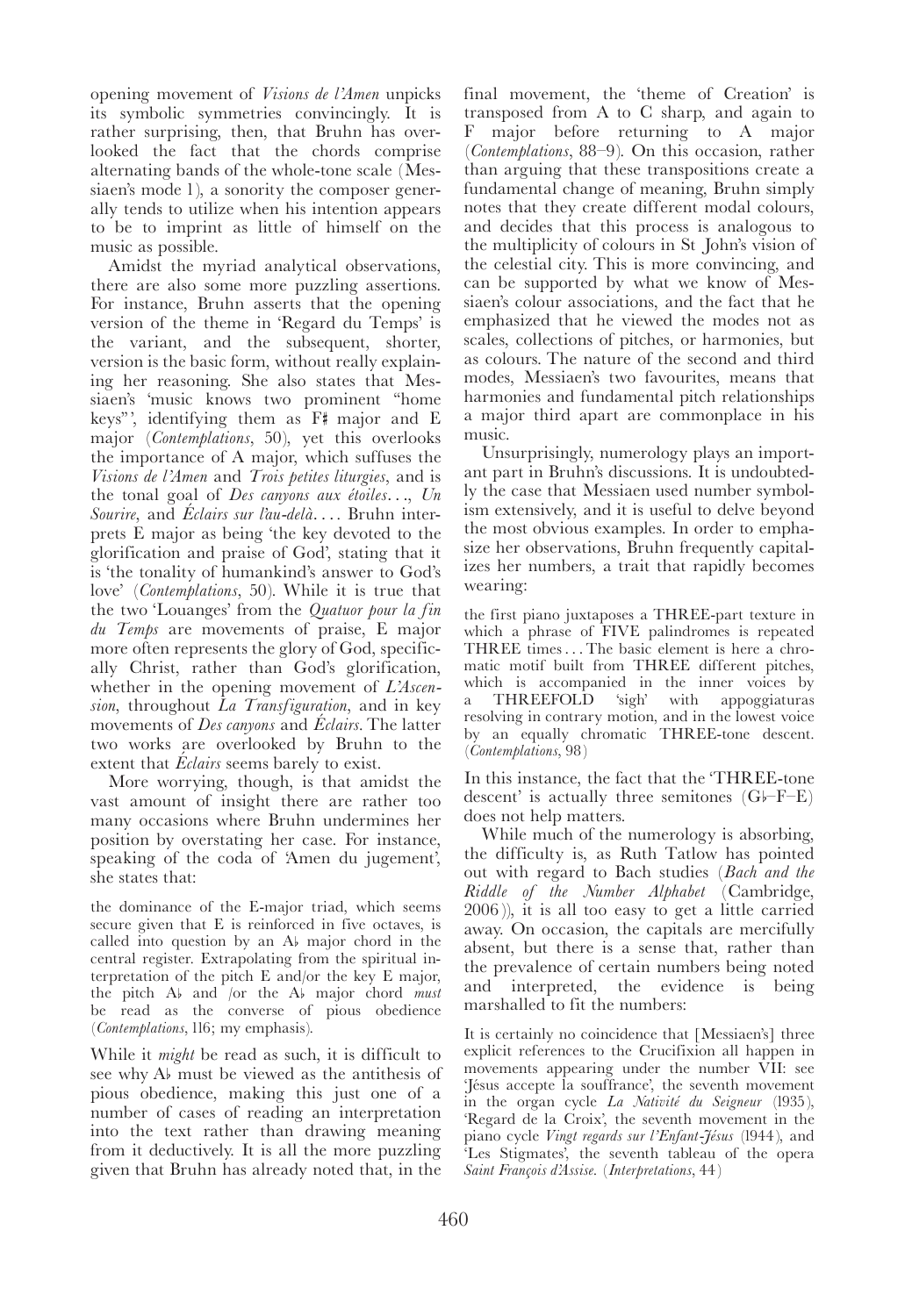opening movement of *Visions de l'Amen* unpicks its symbolic symmetries convincingly. It is rather surprising, then, that Bruhn has overlooked the fact that the chords comprise alternating bands of the whole-tone scale (Messiaen's mode 1), a sonority the composer generally tends to utilize when his intention appears to be to imprint as little of himself on the music as possible.

Amidst the myriad analytical observations, there are also some more puzzling assertions. For instance, Bruhn asserts that the opening version of the theme in 'Regard du Temps' is the variant, and the subsequent, shorter, version is the basic form, without really explaining her reasoning. She also states that Messiaen's 'music knows two prominent "home keys"', identifying them as F♯ major and E major (*Contemplations*, 50), yet this overlooks the importance of A major, which suffuses the *Visions de l'Amen* and *Trois petites liturgies*, and is the tonal goal of *Des canyons aux étoiles*..., *Un Sourire*, and *Éclairs sur l'au-delà*.... Bruhn interprets E major as being 'the key devoted to the glorification and praise of God', stating that it is 'the tonality of humankind's answer to God's love' (*Contemplations*, 50). While it is true that the two 'Louanges' from the *Quatuor pour la fin du Temps* are movements of praise, E major more often represents the glory of God, specifically Christ, rather than God's glorification, whether in the opening movement of *L'Ascension*, throughout *La Transfiguration*, and in key movements of *Des canyons* and *Éclairs*. The latter two works are overlooked by Bruhn to the extent that *Éclairs* seems barely to exist.

More worrying, though, is that amidst the vast amount of insight there are rather too many occasions where Bruhn undermines her position by overstating her case. For instance, speaking of the coda of 'Amen du jugement', she states that:

> the dominance of the E-major triad, which seems secure given that E is reinforced in five octaves, is called into question by an A♭ major chord in the central register. Extrapolating from the spiritual interpretation of the pitch E and/or the key E major, the pitch A♭ and /or the A♭ major chord *must* be read as the converse of pious obedience (*Contemplations*, 116; my emphasis).

While it *might* be read as such, it is difficult to see why A♭ must be viewed as the antithesis of pious obedience, making this just one of a number of cases of reading an interpretation into the text rather than drawing meaning from it deductively. It is all the more puzzling given that Bruhn has already noted that, in the final movement, the 'theme of Creation' is transposed from A to C sharp, and again to F major before returning to A major (*Contemplations*, 88–9). On this occasion, rather than arguing that these transpositions create a fundamental change of meaning, Bruhn simply notes that they create different modal colours, and decides that this process is analogous to the multiplicity of colours in St John's vision of the celestial city. This is more convincing, and can be supported by what we know of Messiaen's colour associations, and the fact that he emphasized that he viewed the modes not as scales, collections of pitches, or harmonies, but as colours. The nature of the second and third modes, Messiaen's two favourites, means that harmonies and fundamental pitch relationships a major third apart are commonplace in his music.

Unsurprisingly, numerology plays an important part in Bruhn's discussions. It is undoubtedly the case that Messiaen used number symbolism extensively, and it is useful to delve beyond the most obvious examples. In order to emphasize her observations, Bruhn frequently capitalizes her numbers, a trait that rapidly becomes wearing:

> the first piano juxtaposes a THREE-part texture in which a phrase of FIVE palindromes is repeated THREE times... The basic element is here a chromatic motif built from THREE different pitches, which is accompanied in the inner voices by a THREEFOLD 'sigh' with appoggiaturas resolving in contrary motion, and in the lowest voice by an equally chromatic THREE-tone descent. (*Contemplations*, 98)

In this instance, the fact that the 'THREE-tone descent' is actually three semitones (G♭–F–E) does not help matters.

While much of the numerology is absorbing, the difficulty is, as Ruth Tatlow has pointed out with regard to Bach studies (*Bach and the Riddle of the Number Alphabet* (Cambridge, 2006)), it is all too easy to get a little carried away. On occasion, the capitals are mercifully absent, but there is a sense that, rather than the prevalence of certain numbers being noted and interpreted, the evidence is being marshalled to fit the numbers:

> It is certainly no coincidence that [Messiaen's] three explicit references to the Crucifixion all happen in movements appearing under the number VII: see 'Jésus accepte la souffrance', the seventh movement in the organ cycle *La Nativité du Seigneur* (1935), 'Regard de la Croix', the seventh movement in the piano cycle *Vingt regards sur l'Enfant-Jésus* (1944), and 'Les Stigmates', the seventh tableau of the opera *Saint François d'Assise*. (*Interpretations*, 44)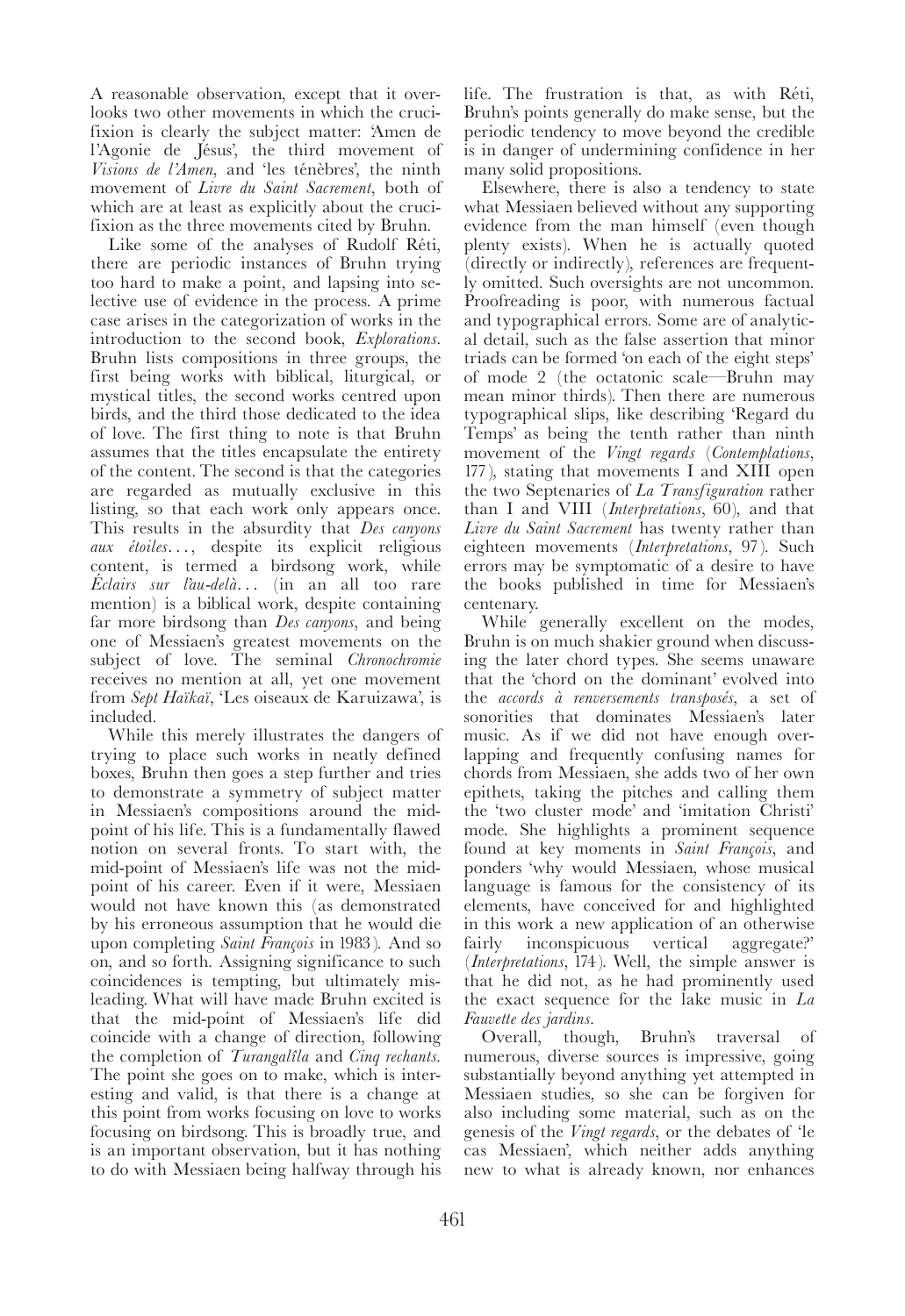A reasonable observation, except that it overlooks two other movements in which the crucifixion is clearly the subject matter: 'Amen de l'Agonie de Jésus', the third movement of *Visions de l'Amen*, and 'les ténèbres', the ninth movement of *Livre du Saint Sacrement*, both of which are at least as explicitly about the crucifixion as the three movements cited by Bruhn.

Like some of the analyses of Rudolf Réti, there are periodic instances of Bruhn trying too hard to make a point, and lapsing into selective use of evidence in the process. A prime case arises in the categorization of works in the introduction to the second book, *Explorations*. Bruhn lists compositions in three groups, the first being works with biblical, liturgical, or mystical titles, the second works centred upon birds, and the third those dedicated to the idea of love. The first thing to note is that Bruhn assumes that the titles encapsulate the entirety of the content. The second is that the categories are regarded as mutually exclusive in this listing, so that each work only appears once. This results in the absurdity that *Des canyons aux étoiles*..., despite its explicit religious content, is termed a birdsong work, while *Éclairs sur l'au-delà*... (in an all too rare mention) is a biblical work, despite containing far more birdsong than *Des canyons*, and being one of Messiaen's greatest movements on the subject of love. The seminal *Chronochromie* receives no mention at all, yet one movement from *Sept Haïkaï*, 'Les oiseaux de Karuizawa', is included.

While this merely illustrates the dangers of trying to place such works in neatly defined boxes, Bruhn then goes a step further and tries to demonstrate a symmetry of subject matter in Messiaen's compositions around the midpoint of his life. This is a fundamentally flawed notion on several fronts. To start with, the mid-point of Messiaen's life was not the midpoint of his career. Even if it were, Messiaen would not have known this (as demonstrated by his erroneous assumption that he would die upon completing *Saint François* in 1983). And so on, and so forth. Assigning significance to such coincidences is tempting, but ultimately misleading. What will have made Bruhn excited is that the mid-point of Messiaen's life did coincide with a change of direction, following the completion of *Turangalîla* and *Cinq rechants*. The point she goes on to make, which is interesting and valid, is that there is a change at this point from works focusing on love to works focusing on birdsong. This is broadly true, and is an important observation, but it has nothing to do with Messiaen being halfway through his life. The frustration is that, as with Réti, Bruhn's points generally do make sense, but the periodic tendency to move beyond the credible is in danger of undermining confidence in her many solid propositions.

Elsewhere, there is also a tendency to state what Messiaen believed without any supporting evidence from the man himself (even though plenty exists). When he is actually quoted (directly or indirectly), references are frequently omitted. Such oversights are not uncommon. Proofreading is poor, with numerous factual and typographical errors. Some are of analytical detail, such as the false assertion that minor triads can be formed 'on each of the eight steps' of mode 2 (the octatonic scale—Bruhn may mean minor thirds). Then there are numerous typographical slips, like describing 'Regard du Temps' as being the tenth rather than ninth movement of the *Vingt regards* (*Contemplations*, 177), stating that movements I and XIII open the two Septenaries of *La Transfiguration* rather than I and VIII (*Interpretations*, 60), and that *Livre du Saint Sacrement* has twenty rather than eighteen movements (*Interpretations*, 97). Such errors may be symptomatic of a desire to have the books published in time for Messiaen's centenary.

While generally excellent on the modes, Bruhn is on much shakier ground when discussing the later chord types. She seems unaware that the 'chord on the dominant' evolved into the *accords à renversements transposés*, a set of sonorities that dominates Messiaen's later music. As if we did not have enough overlapping and frequently confusing names for chords from Messiaen, she adds two of her own epithets, taking the pitches and calling them the 'two cluster mode' and 'imitation Christi' mode. She highlights a prominent sequence found at key moments in *Saint François*, and ponders 'why would Messiaen, whose musical language is famous for the consistency of its elements, have conceived for and highlighted in this work a new application of an otherwise fairly inconspicuous vertical aggregate?' (*Interpretations*, 174). Well, the simple answer is that he did not, as he had prominently used the exact sequence for the lake music in *La Fauvette des jardins*.

Overall, though, Bruhn's traversal of numerous, diverse sources is impressive, going substantially beyond anything yet attempted in Messiaen studies, so she can be forgiven for also including some material, such as on the genesis of the *Vingt regards*, or the debates of 'le cas Messiaen', which neither adds anything new to what is already known, nor enhances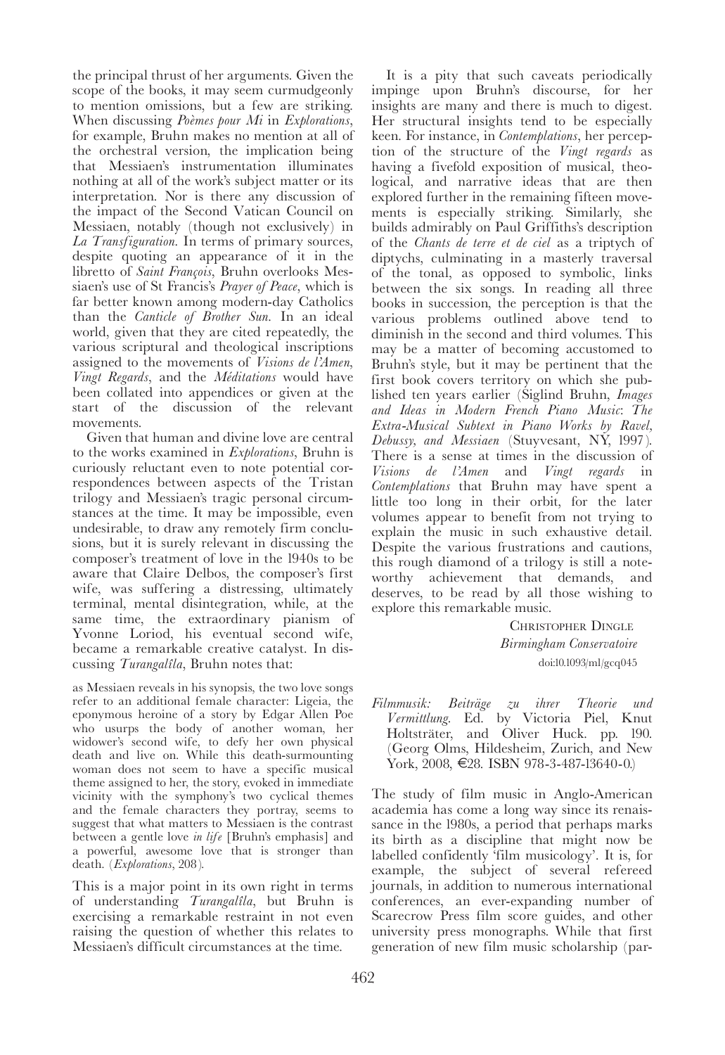the principal thrust of her arguments. Given the scope of the books, it may seem curmudgeonly to mention omissions, but a few are striking. When discussing *Poèmes pour Mi* in *Explorations*, for example, Bruhn makes no mention at all of the orchestral version, the implication being that Messiaen's instrumentation illuminates nothing at all of the work's subject matter or its interpretation. Nor is there any discussion of the impact of the Second Vatican Council on Messiaen, notably (though not exclusively) in *La Transfiguration*. In terms of primary sources, despite quoting an appearance of it in the libretto of *Saint François*, Bruhn overlooks Messiaen's use of St Francis's *Prayer of Peace*, which is far better known among modern-day Catholics than the *Canticle of Brother Sun*. In an ideal world, given that they are cited repeatedly, the various scriptural and theological inscriptions assigned to the movements of *Visions de l'Amen*, *Vingt Regards*, and the *Méditations* would have been collated into appendices or given at the start of the discussion of the relevant movements.

Given that human and divine love are central to the works examined in *Explorations*, Bruhn is curiously reluctant even to note potential correspondences between aspects of the Tristan trilogy and Messiaen's tragic personal circumstances at the time. It may be impossible, even undesirable, to draw any remotely firm conclusions, but it is surely relevant in discussing the composer's treatment of love in the 1940s to be aware that Claire Delbos, the composer's first wife, was suffering a distressing, ultimately terminal, mental disintegration, while, at the same time, the extraordinary pianism of Yvonne Loriod, his eventual second wife, became a remarkable creative catalyst. In discussing *Turangalîla*, Bruhn notes that:

> as Messiaen reveals in his synopsis, the two love songs refer to an additional female character: Ligeia, the eponymous heroine of a story by Edgar Allen Poe who usurps the body of another woman, her widower's second wife, to defy her own physical death and live on. While this death-surmounting woman does not seem to have a specific musical theme assigned to her, the story, evoked in immediate vicinity with the symphony's two cyclical themes and the female characters they portray, seems to suggest that what matters to Messiaen is the contrast between a gentle love *in life* [Bruhn's emphasis] and a powerful, awesome love that is stronger than death. (*Explorations*, 208).

This is a major point in its own right in terms of understanding *Turangalîla*, but Bruhn is exercising a remarkable restraint in not even raising the question of whether this relates to Messiaen's difficult circumstances at the time.

It is a pity that such caveats periodically impinge upon Bruhn's discourse, for her insights are many and there is much to digest. Her structural insights tend to be especially keen. For instance, in *Contemplations*, her perception of the structure of the *Vingt regards* as having a fivefold exposition of musical, theological, and narrative ideas that are then explored further in the remaining fifteen movements is especially striking. Similarly, she builds admirably on Paul Griffiths's description of the *Chants de terre et de ciel* as a triptych of diptychs, culminating in a masterly traversal of the tonal, as opposed to symbolic, links between the six songs. In reading all three books in succession, the perception is that the various problems outlined above tend to diminish in the second and third volumes. This may be a matter of becoming accustomed to Bruhn's style, but it may be pertinent that the first book covers territory on which she published ten years earlier (Siglind Bruhn, *Images and Ideas in Modern French Piano Music*: *The Extra-Musical Subtext in Piano Works by Ravel, Debussy, and Messiaen* (Stuyvesant, NY, 1997). There is a sense at times in the discussion of *Visions de l'Amen* and *Vingt regards* in *Contemplations* that Bruhn may have spent a little too long in their orbit, for the later volumes appear to benefit from not trying to explain the music in such exhaustive detail. Despite the various frustrations and cautions, this rough diamond of a trilogy is still a noteworthy achievement that demands, and deserves, to be read by all those wishing to explore this remarkable music.

Christopher Dingle
*Birmingham Conservatoire*
doi:10.1093/ml/gcq045

*Filmmusik: Beiträge zu ihrer Theorie und Vermittlung.* Ed. by Victoria Piel, Knut Holtsträter, and Oliver Huck. pp. 190. (Georg Olms, Hildesheim, Zurich, and New York, 2008, €28. ISBN 978-3-487-13640-0.)

The study of film music in Anglo-American academia has come a long way since its renaissance in the 1980s, a period that perhaps marks its birth as a discipline that might now be labelled confidently 'film musicology'. It is, for example, the subject of several refereed journals, in addition to numerous international conferences, an ever-expanding number of Scarecrow Press film score guides, and other university press monographs. While that first generation of new film music scholarship (par-